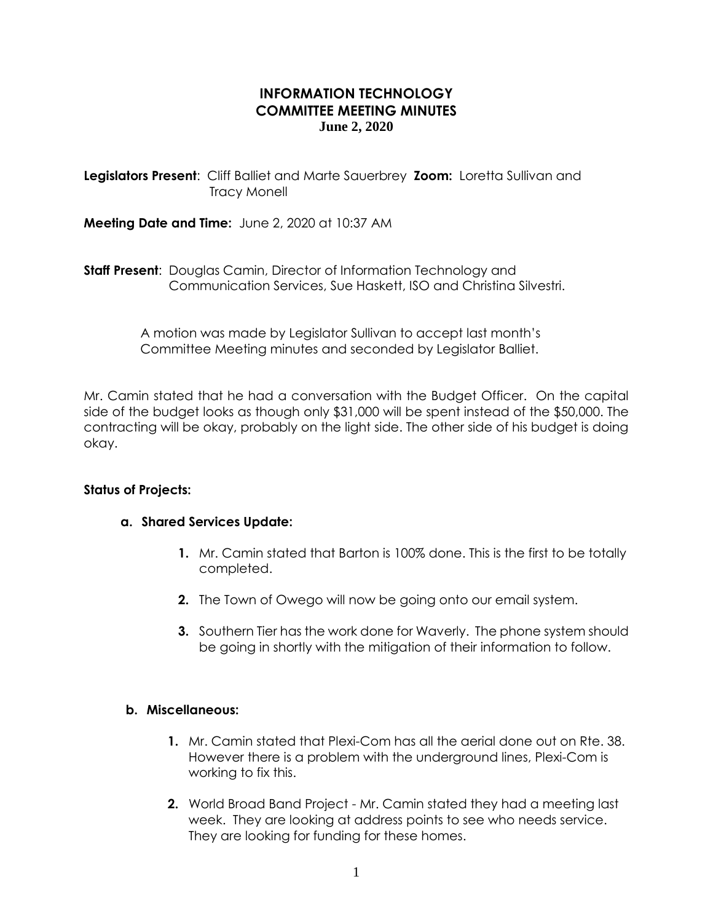# INFORMATION TECHNOLOGY
# COMMITTEE MEETING MINUTES
## June 2, 2020

**Legislators Present**: Cliff Balliet and Marte Sauerbrey **Zoom:** Loretta Sullivan and Tracy Monell

**Meeting Date and Time:** June 2, 2020 at 10:37 AM

**Staff Present**: Douglas Camin, Director of Information Technology and Communication Services, Sue Haskett, ISO and Christina Silvestri.

A motion was made by Legislator Sullivan to accept last month's Committee Meeting minutes and seconded by Legislator Balliet.

Mr. Camin stated that he had a conversation with the Budget Officer. On the capital side of the budget looks as though only $31,000 will be spent instead of the $50,000. The contracting will be okay, probably on the light side. The other side of his budget is doing okay.

**Status of Projects:**

**a. Shared Services Update:**

1. Mr. Camin stated that Barton is 100% done. This is the first to be totally completed.
2. The Town of Owego will now be going onto our email system.
3. Southern Tier has the work done for Waverly. The phone system should be going in shortly with the mitigation of their information to follow.

**b. Miscellaneous:**

1. Mr. Camin stated that Plexi-Com has all the aerial done out on Rte. 38. However there is a problem with the underground lines, Plexi-Com is working to fix this.
2. World Broad Band Project - Mr. Camin stated they had a meeting last week. They are looking at address points to see who needs service. They are looking for funding for these homes.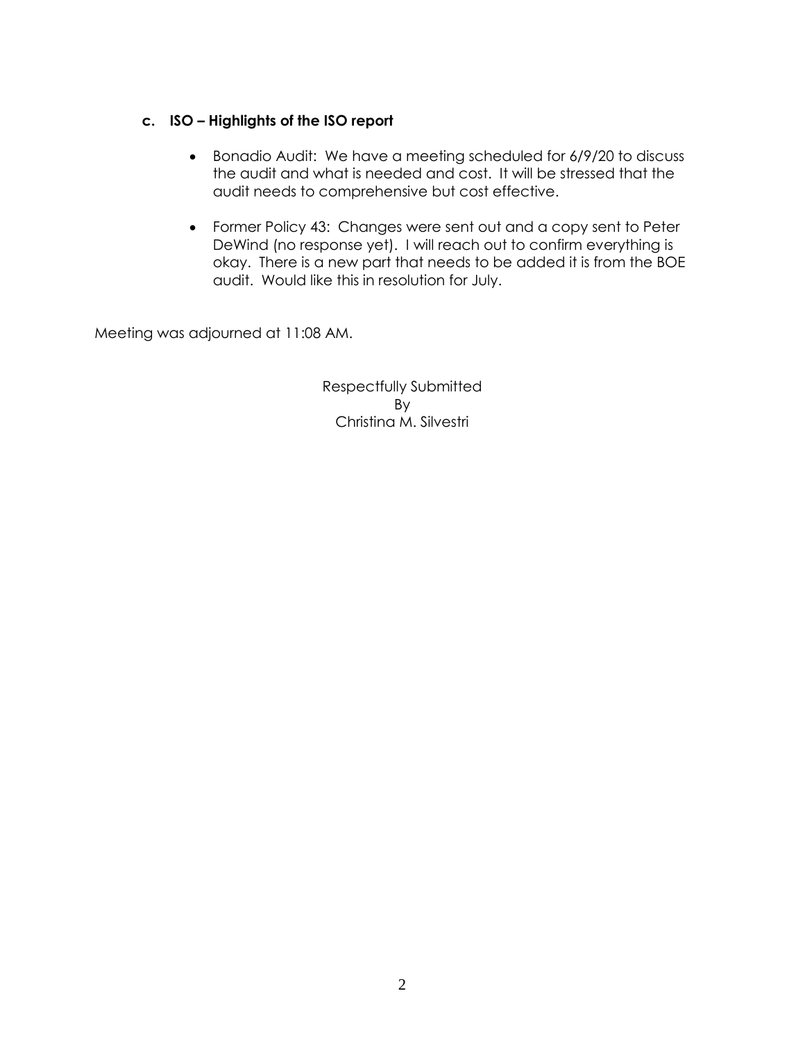### c. ISO – Highlights of the ISO report

- Bonadio Audit: We have a meeting scheduled for 6/9/20 to discuss the audit and what is needed and cost. It will be stressed that the audit needs to comprehensive but cost effective.

- Former Policy 43: Changes were sent out and a copy sent to Peter DeWind (no response yet). I will reach out to confirm everything is okay. There is a new part that needs to be added it is from the BOE audit. Would like this in resolution for July.

Meeting was adjourned at 11:08 AM.

Respectfully Submitted
By
Christina M. Silvestri